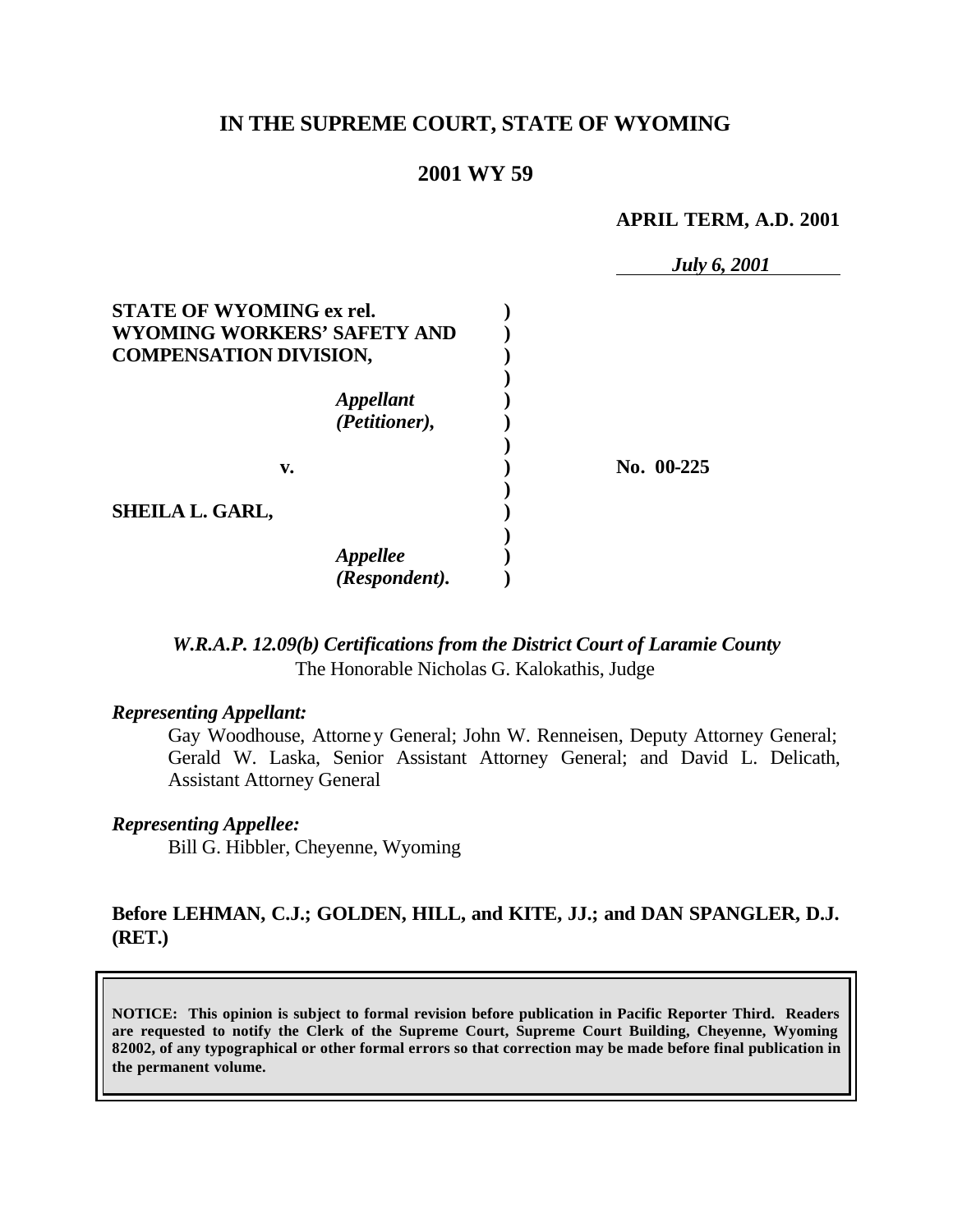# IN THE SUPREME COURT, STATE OF WYOMING

## 2001 WY 59

**APRIL TERM, A.D. 2001**

*July 6, 2001*

| | | |
|---|---|---|
| **STATE OF WYOMING ex rel. WYOMING WORKERS' SAFETY AND COMPENSATION DIVISION,** | **)** | |
| ***Appellant (Petitioner),*** | **)** | |
| **v.** | **)** | **No. 00-225** |
| **SHEILA L. GARL,** | **)** | |
| ***Appellee (Respondent).*** | **)** | |

***W.R.A.P. 12.09(b) Certifications from the District Court of Laramie County***
The Honorable Nicholas G. Kalokathis, Judge

***Representing Appellant:***
Gay Woodhouse, Attorney General; John W. Renneisen, Deputy Attorney General; Gerald W. Laska, Senior Assistant Attorney General; and David L. Delicath, Assistant Attorney General

***Representing Appellee:***
Bill G. Hibbler, Cheyenne, Wyoming

**Before LEHMAN, C.J.; GOLDEN, HILL, and KITE, JJ.; and DAN SPANGLER, D.J. (RET.)**

**NOTICE: This opinion is subject to formal revision before publication in Pacific Reporter Third. Readers are requested to notify the Clerk of the Supreme Court, Supreme Court Building, Cheyenne, Wyoming 82002, of any typographical or other formal errors so that correction may be made before final publication in the permanent volume.**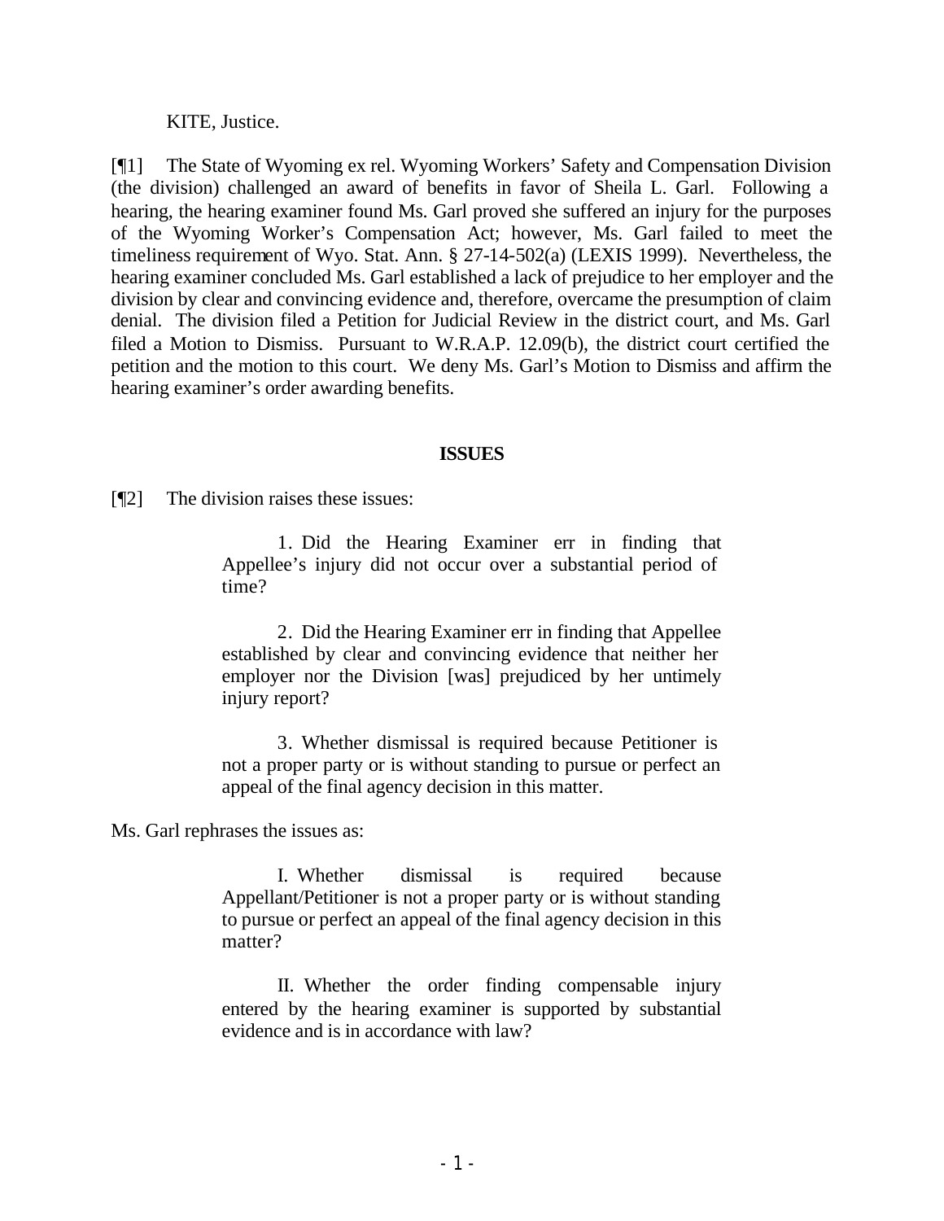KITE, Justice.

[¶1] The State of Wyoming ex rel. Wyoming Workers' Safety and Compensation Division (the division) challenged an award of benefits in favor of Sheila L. Garl. Following a hearing, the hearing examiner found Ms. Garl proved she suffered an injury for the purposes of the Wyoming Worker's Compensation Act; however, Ms. Garl failed to meet the timeliness requirement of Wyo. Stat. Ann. § 27-14-502(a) (LEXIS 1999). Nevertheless, the hearing examiner concluded Ms. Garl established a lack of prejudice to her employer and the division by clear and convincing evidence and, therefore, overcame the presumption of claim denial. The division filed a Petition for Judicial Review in the district court, and Ms. Garl filed a Motion to Dismiss. Pursuant to W.R.A.P. 12.09(b), the district court certified the petition and the motion to this court. We deny Ms. Garl's Motion to Dismiss and affirm the hearing examiner's order awarding benefits.

## ISSUES

[¶2] The division raises these issues:

> 1. Did the Hearing Examiner err in finding that Appellee's injury did not occur over a substantial period of time?
>
> 2. Did the Hearing Examiner err in finding that Appellee established by clear and convincing evidence that neither her employer nor the Division [was] prejudiced by her untimely injury report?
>
> 3. Whether dismissal is required because Petitioner is not a proper party or is without standing to pursue or perfect an appeal of the final agency decision in this matter.

Ms. Garl rephrases the issues as:

> I. Whether dismissal is required because Appellant/Petitioner is not a proper party or is without standing to pursue or perfect an appeal of the final agency decision in this matter?
>
> II. Whether the order finding compensable injury entered by the hearing examiner is supported by substantial evidence and is in accordance with law?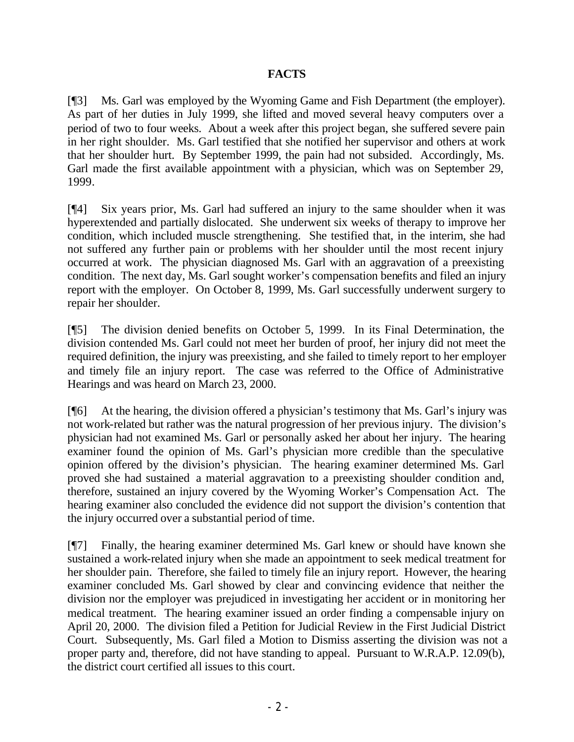## FACTS

[¶3] Ms. Garl was employed by the Wyoming Game and Fish Department (the employer). As part of her duties in July 1999, she lifted and moved several heavy computers over a period of two to four weeks. About a week after this project began, she suffered severe pain in her right shoulder. Ms. Garl testified that she notified her supervisor and others at work that her shoulder hurt. By September 1999, the pain had not subsided. Accordingly, Ms. Garl made the first available appointment with a physician, which was on September 29, 1999.

[¶4] Six years prior, Ms. Garl had suffered an injury to the same shoulder when it was hyperextended and partially dislocated. She underwent six weeks of therapy to improve her condition, which included muscle strengthening. She testified that, in the interim, she had not suffered any further pain or problems with her shoulder until the most recent injury occurred at work. The physician diagnosed Ms. Garl with an aggravation of a preexisting condition. The next day, Ms. Garl sought worker's compensation benefits and filed an injury report with the employer. On October 8, 1999, Ms. Garl successfully underwent surgery to repair her shoulder.

[¶5] The division denied benefits on October 5, 1999. In its Final Determination, the division contended Ms. Garl could not meet her burden of proof, her injury did not meet the required definition, the injury was preexisting, and she failed to timely report to her employer and timely file an injury report. The case was referred to the Office of Administrative Hearings and was heard on March 23, 2000.

[¶6] At the hearing, the division offered a physician's testimony that Ms. Garl's injury was not work-related but rather was the natural progression of her previous injury. The division's physician had not examined Ms. Garl or personally asked her about her injury. The hearing examiner found the opinion of Ms. Garl's physician more credible than the speculative opinion offered by the division's physician. The hearing examiner determined Ms. Garl proved she had sustained a material aggravation to a preexisting shoulder condition and, therefore, sustained an injury covered by the Wyoming Worker's Compensation Act. The hearing examiner also concluded the evidence did not support the division's contention that the injury occurred over a substantial period of time.

[¶7] Finally, the hearing examiner determined Ms. Garl knew or should have known she sustained a work-related injury when she made an appointment to seek medical treatment for her shoulder pain. Therefore, she failed to timely file an injury report. However, the hearing examiner concluded Ms. Garl showed by clear and convincing evidence that neither the division nor the employer was prejudiced in investigating her accident or in monitoring her medical treatment. The hearing examiner issued an order finding a compensable injury on April 20, 2000. The division filed a Petition for Judicial Review in the First Judicial District Court. Subsequently, Ms. Garl filed a Motion to Dismiss asserting the division was not a proper party and, therefore, did not have standing to appeal. Pursuant to W.R.A.P. 12.09(b), the district court certified all issues to this court.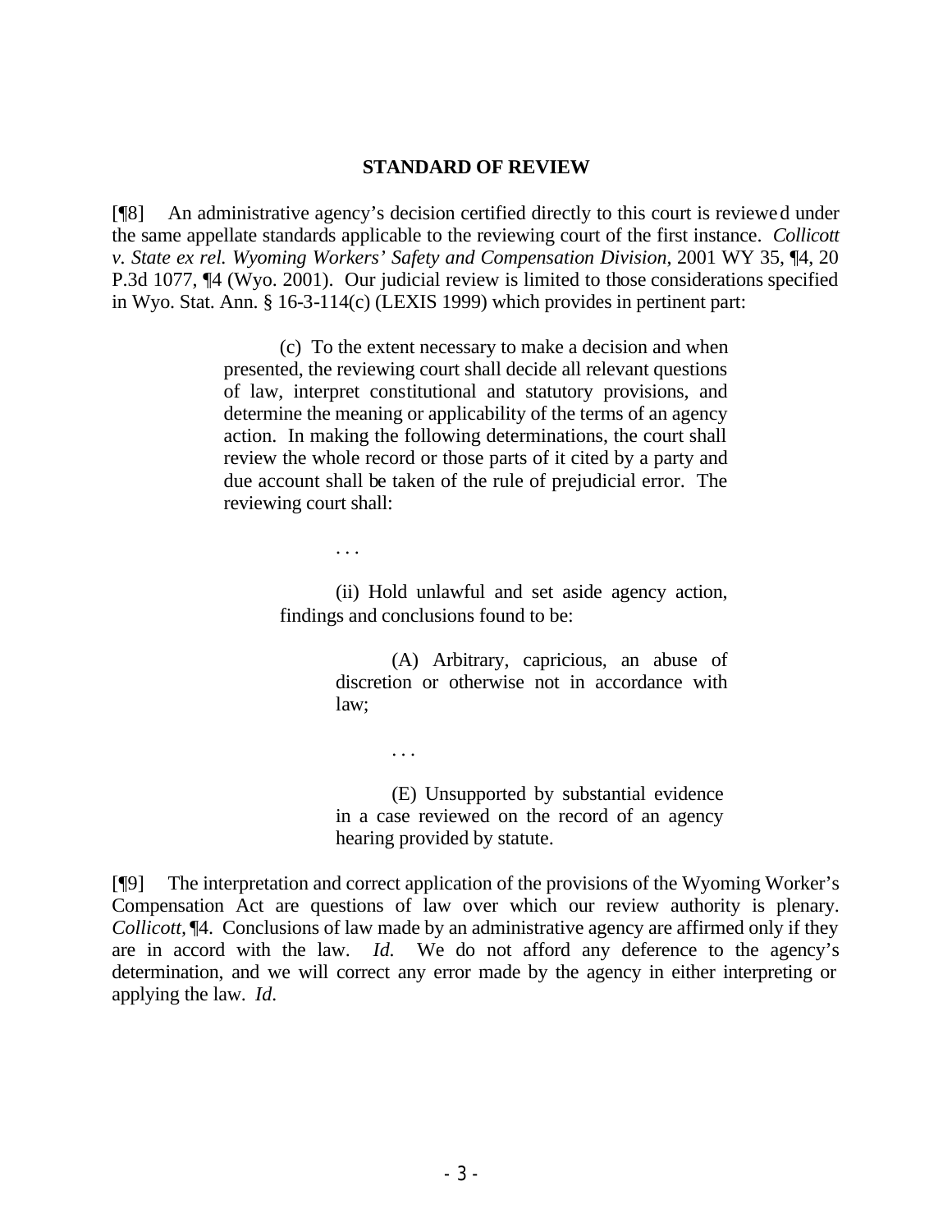## STANDARD OF REVIEW

[¶8] An administrative agency's decision certified directly to this court is reviewed under the same appellate standards applicable to the reviewing court of the first instance. *Collicott v. State ex rel. Wyoming Workers' Safety and Compensation Division*, 2001 WY 35, ¶4, 20 P.3d 1077, ¶4 (Wyo. 2001). Our judicial review is limited to those considerations specified in Wyo. Stat. Ann. § 16-3-114(c) (LEXIS 1999) which provides in pertinent part:

> (c) To the extent necessary to make a decision and when presented, the reviewing court shall decide all relevant questions of law, interpret constitutional and statutory provisions, and determine the meaning or applicability of the terms of an agency action. In making the following determinations, the court shall review the whole record or those parts of it cited by a party and due account shall be taken of the rule of prejudicial error. The reviewing court shall:
>
> . . .
>
> (ii) Hold unlawful and set aside agency action, findings and conclusions found to be:
>
> (A) Arbitrary, capricious, an abuse of discretion or otherwise not in accordance with law;
>
> . . .
>
> (E) Unsupported by substantial evidence in a case reviewed on the record of an agency hearing provided by statute.

[¶9] The interpretation and correct application of the provisions of the Wyoming Worker's Compensation Act are questions of law over which our review authority is plenary. *Collicott*, ¶4. Conclusions of law made by an administrative agency are affirmed only if they are in accord with the law. *Id.* We do not afford any deference to the agency's determination, and we will correct any error made by the agency in either interpreting or applying the law. *Id.*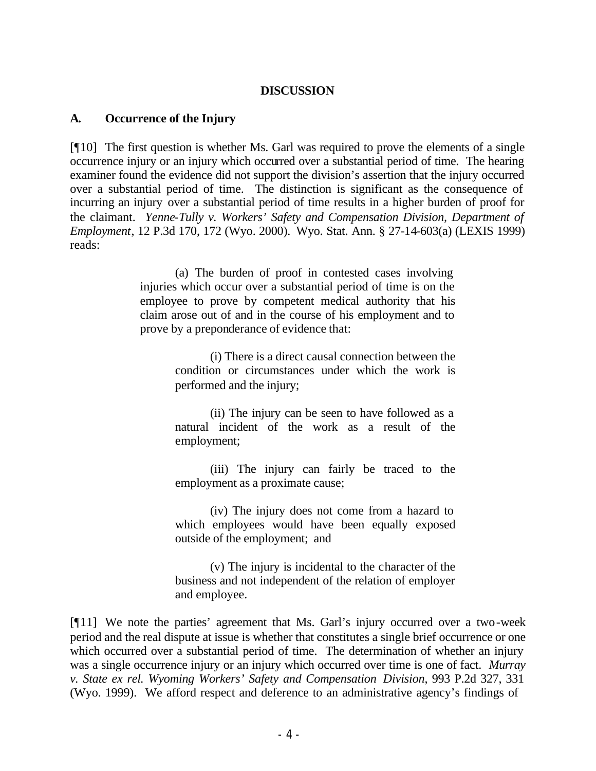**DISCUSSION**

**A. Occurrence of the Injury**

[¶10] The first question is whether Ms. Garl was required to prove the elements of a single occurrence injury or an injury which occurred over a substantial period of time. The hearing examiner found the evidence did not support the division's assertion that the injury occurred over a substantial period of time. The distinction is significant as the consequence of incurring an injury over a substantial period of time results in a higher burden of proof for the claimant. *Yenne-Tully v. Workers' Safety and Compensation Division, Department of Employment*, 12 P.3d 170, 172 (Wyo. 2000). Wyo. Stat. Ann. § 27-14-603(a) (LEXIS 1999) reads:

> (a) The burden of proof in contested cases involving injuries which occur over a substantial period of time is on the employee to prove by competent medical authority that his claim arose out of and in the course of his employment and to prove by a preponderance of evidence that:
>
> > (i) There is a direct causal connection between the condition or circumstances under which the work is performed and the injury;
> >
> > (ii) The injury can be seen to have followed as a natural incident of the work as a result of the employment;
> >
> > (iii) The injury can fairly be traced to the employment as a proximate cause;
> >
> > (iv) The injury does not come from a hazard to which employees would have been equally exposed outside of the employment; and
> >
> > (v) The injury is incidental to the character of the business and not independent of the relation of employer and employee.

[¶11] We note the parties' agreement that Ms. Garl's injury occurred over a two-week period and the real dispute at issue is whether that constitutes a single brief occurrence or one which occurred over a substantial period of time. The determination of whether an injury was a single occurrence injury or an injury which occurred over time is one of fact. *Murray v. State ex rel. Wyoming Workers' Safety and Compensation Division*, 993 P.2d 327, 331 (Wyo. 1999). We afford respect and deference to an administrative agency's findings of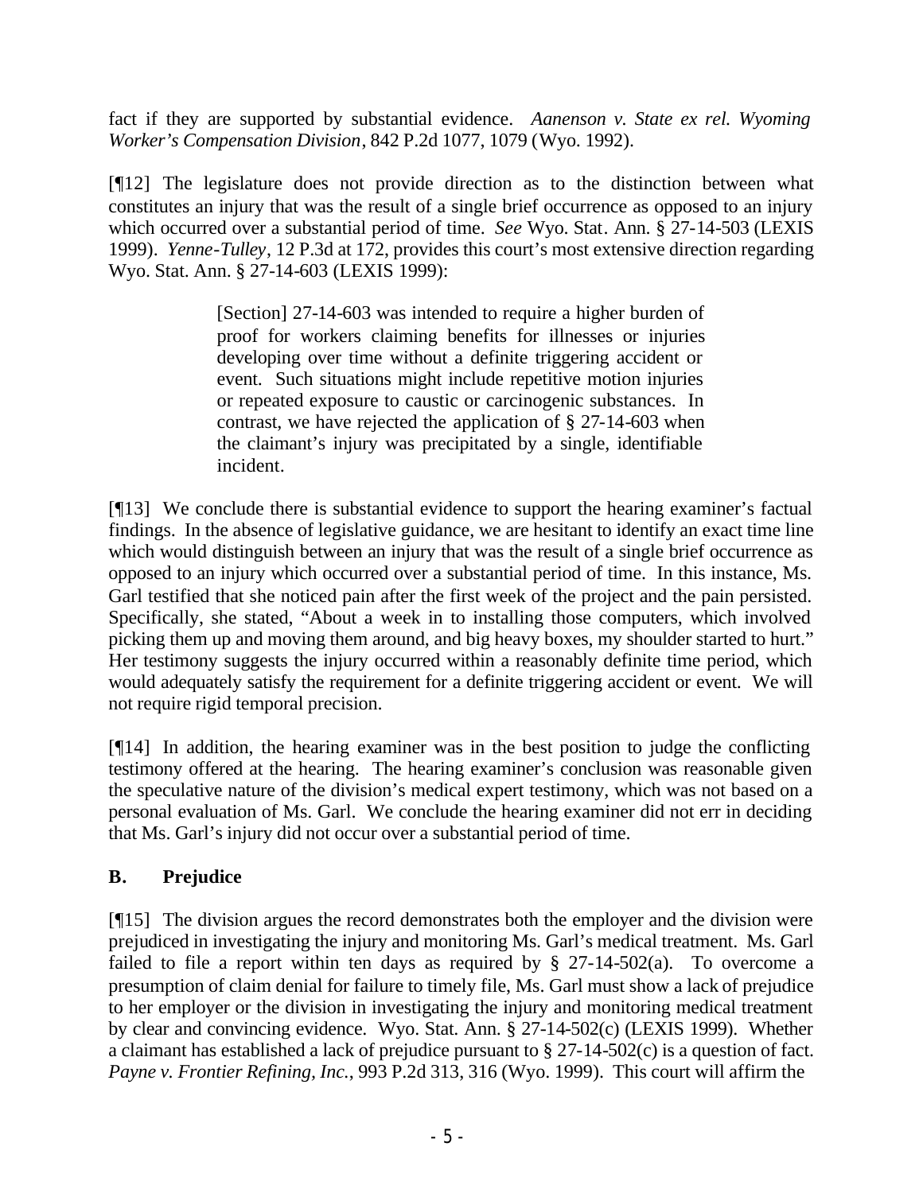fact if they are supported by substantial evidence. *Aanenson v. State ex rel. Wyoming Worker's Compensation Division*, 842 P.2d 1077, 1079 (Wyo. 1992).

[¶12] The legislature does not provide direction as to the distinction between what constitutes an injury that was the result of a single brief occurrence as opposed to an injury which occurred over a substantial period of time. *See* Wyo. Stat. Ann. § 27-14-503 (LEXIS 1999). *Yenne-Tulley*, 12 P.3d at 172, provides this court's most extensive direction regarding Wyo. Stat. Ann. § 27-14-603 (LEXIS 1999):

> [Section] 27-14-603 was intended to require a higher burden of proof for workers claiming benefits for illnesses or injuries developing over time without a definite triggering accident or event. Such situations might include repetitive motion injuries or repeated exposure to caustic or carcinogenic substances. In contrast, we have rejected the application of § 27-14-603 when the claimant's injury was precipitated by a single, identifiable incident.

[¶13] We conclude there is substantial evidence to support the hearing examiner's factual findings. In the absence of legislative guidance, we are hesitant to identify an exact time line which would distinguish between an injury that was the result of a single brief occurrence as opposed to an injury which occurred over a substantial period of time. In this instance, Ms. Garl testified that she noticed pain after the first week of the project and the pain persisted. Specifically, she stated, "About a week in to installing those computers, which involved picking them up and moving them around, and big heavy boxes, my shoulder started to hurt." Her testimony suggests the injury occurred within a reasonably definite time period, which would adequately satisfy the requirement for a definite triggering accident or event. We will not require rigid temporal precision.

[¶14] In addition, the hearing examiner was in the best position to judge the conflicting testimony offered at the hearing. The hearing examiner's conclusion was reasonable given the speculative nature of the division's medical expert testimony, which was not based on a personal evaluation of Ms. Garl. We conclude the hearing examiner did not err in deciding that Ms. Garl's injury did not occur over a substantial period of time.

### B. Prejudice

[¶15] The division argues the record demonstrates both the employer and the division were prejudiced in investigating the injury and monitoring Ms. Garl's medical treatment. Ms. Garl failed to file a report within ten days as required by § 27-14-502(a). To overcome a presumption of claim denial for failure to timely file, Ms. Garl must show a lack of prejudice to her employer or the division in investigating the injury and monitoring medical treatment by clear and convincing evidence. Wyo. Stat. Ann. § 27-14-502(c) (LEXIS 1999). Whether a claimant has established a lack of prejudice pursuant to § 27-14-502(c) is a question of fact. *Payne v. Frontier Refining, Inc.*, 993 P.2d 313, 316 (Wyo. 1999). This court will affirm the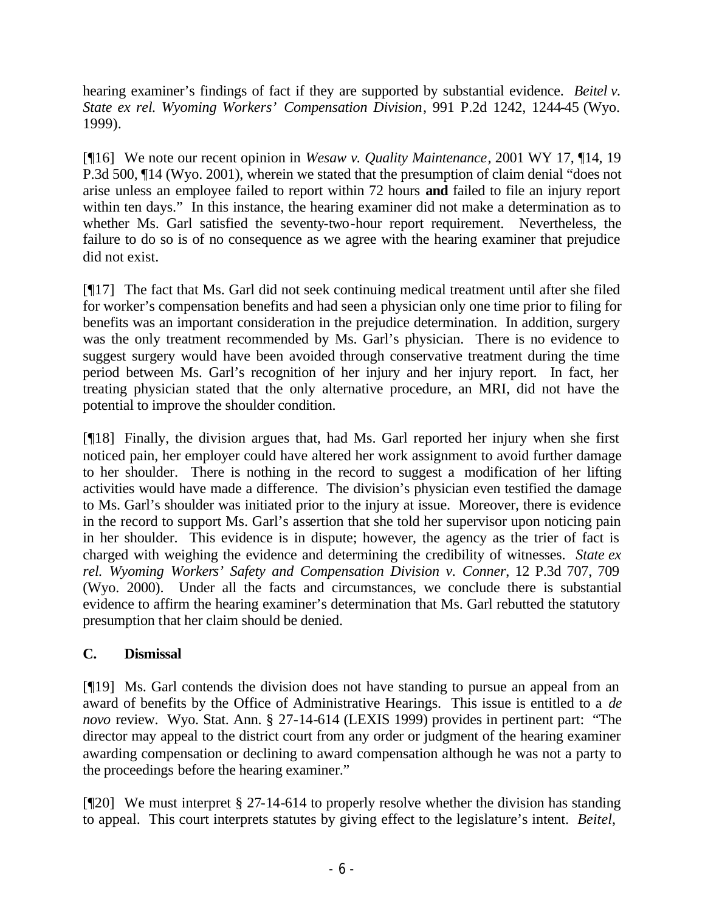hearing examiner's findings of fact if they are supported by substantial evidence. *Beitel v. State ex rel. Wyoming Workers' Compensation Division*, 991 P.2d 1242, 1244-45 (Wyo. 1999).

[¶16] We note our recent opinion in *Wesaw v. Quality Maintenance*, 2001 WY 17, ¶14, 19 P.3d 500, ¶14 (Wyo. 2001), wherein we stated that the presumption of claim denial "does not arise unless an employee failed to report within 72 hours **and** failed to file an injury report within ten days." In this instance, the hearing examiner did not make a determination as to whether Ms. Garl satisfied the seventy-two-hour report requirement. Nevertheless, the failure to do so is of no consequence as we agree with the hearing examiner that prejudice did not exist.

[¶17] The fact that Ms. Garl did not seek continuing medical treatment until after she filed for worker's compensation benefits and had seen a physician only one time prior to filing for benefits was an important consideration in the prejudice determination. In addition, surgery was the only treatment recommended by Ms. Garl's physician. There is no evidence to suggest surgery would have been avoided through conservative treatment during the time period between Ms. Garl's recognition of her injury and her injury report. In fact, her treating physician stated that the only alternative procedure, an MRI, did not have the potential to improve the shoulder condition.

[¶18] Finally, the division argues that, had Ms. Garl reported her injury when she first noticed pain, her employer could have altered her work assignment to avoid further damage to her shoulder. There is nothing in the record to suggest a modification of her lifting activities would have made a difference. The division's physician even testified the damage to Ms. Garl's shoulder was initiated prior to the injury at issue. Moreover, there is evidence in the record to support Ms. Garl's assertion that she told her supervisor upon noticing pain in her shoulder. This evidence is in dispute; however, the agency as the trier of fact is charged with weighing the evidence and determining the credibility of witnesses. *State ex rel. Wyoming Workers' Safety and Compensation Division v. Conner*, 12 P.3d 707, 709 (Wyo. 2000). Under all the facts and circumstances, we conclude there is substantial evidence to affirm the hearing examiner's determination that Ms. Garl rebutted the statutory presumption that her claim should be denied.

### C. Dismissal

[¶19] Ms. Garl contends the division does not have standing to pursue an appeal from an award of benefits by the Office of Administrative Hearings. This issue is entitled to a *de novo* review. Wyo. Stat. Ann. § 27-14-614 (LEXIS 1999) provides in pertinent part: "The director may appeal to the district court from any order or judgment of the hearing examiner awarding compensation or declining to award compensation although he was not a party to the proceedings before the hearing examiner."

[¶20] We must interpret § 27-14-614 to properly resolve whether the division has standing to appeal. This court interprets statutes by giving effect to the legislature's intent. *Beitel*,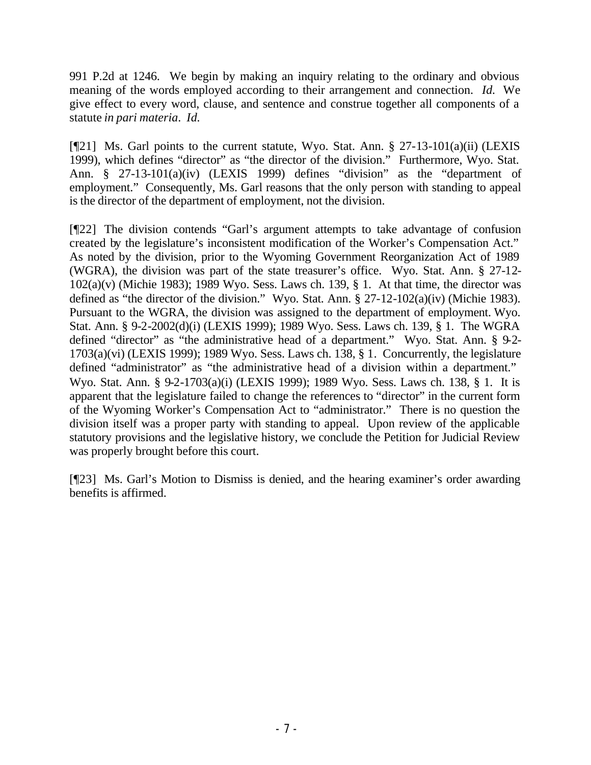991 P.2d at 1246. We begin by making an inquiry relating to the ordinary and obvious meaning of the words employed according to their arrangement and connection. *Id.* We give effect to every word, clause, and sentence and construe together all components of a statute *in pari materia*. *Id.*

[¶21] Ms. Garl points to the current statute, Wyo. Stat. Ann. § 27-13-101(a)(ii) (LEXIS 1999), which defines "director" as "the director of the division." Furthermore, Wyo. Stat. Ann. § 27-13-101(a)(iv) (LEXIS 1999) defines "division" as the "department of employment." Consequently, Ms. Garl reasons that the only person with standing to appeal is the director of the department of employment, not the division.

[¶22] The division contends "Garl's argument attempts to take advantage of confusion created by the legislature's inconsistent modification of the Worker's Compensation Act." As noted by the division, prior to the Wyoming Government Reorganization Act of 1989 (WGRA), the division was part of the state treasurer's office. Wyo. Stat. Ann. § 27-12-102(a)(v) (Michie 1983); 1989 Wyo. Sess. Laws ch. 139, § 1. At that time, the director was defined as "the director of the division." Wyo. Stat. Ann. § 27-12-102(a)(iv) (Michie 1983). Pursuant to the WGRA, the division was assigned to the department of employment. Wyo. Stat. Ann. § 9-2-2002(d)(i) (LEXIS 1999); 1989 Wyo. Sess. Laws ch. 139, § 1. The WGRA defined "director" as "the administrative head of a department." Wyo. Stat. Ann. § 9-2-1703(a)(vi) (LEXIS 1999); 1989 Wyo. Sess. Laws ch. 138, § 1. Concurrently, the legislature defined "administrator" as "the administrative head of a division within a department." Wyo. Stat. Ann. § 9-2-1703(a)(i) (LEXIS 1999); 1989 Wyo. Sess. Laws ch. 138, § 1. It is apparent that the legislature failed to change the references to "director" in the current form of the Wyoming Worker's Compensation Act to "administrator." There is no question the division itself was a proper party with standing to appeal. Upon review of the applicable statutory provisions and the legislative history, we conclude the Petition for Judicial Review was properly brought before this court.

[¶23] Ms. Garl's Motion to Dismiss is denied, and the hearing examiner's order awarding benefits is affirmed.